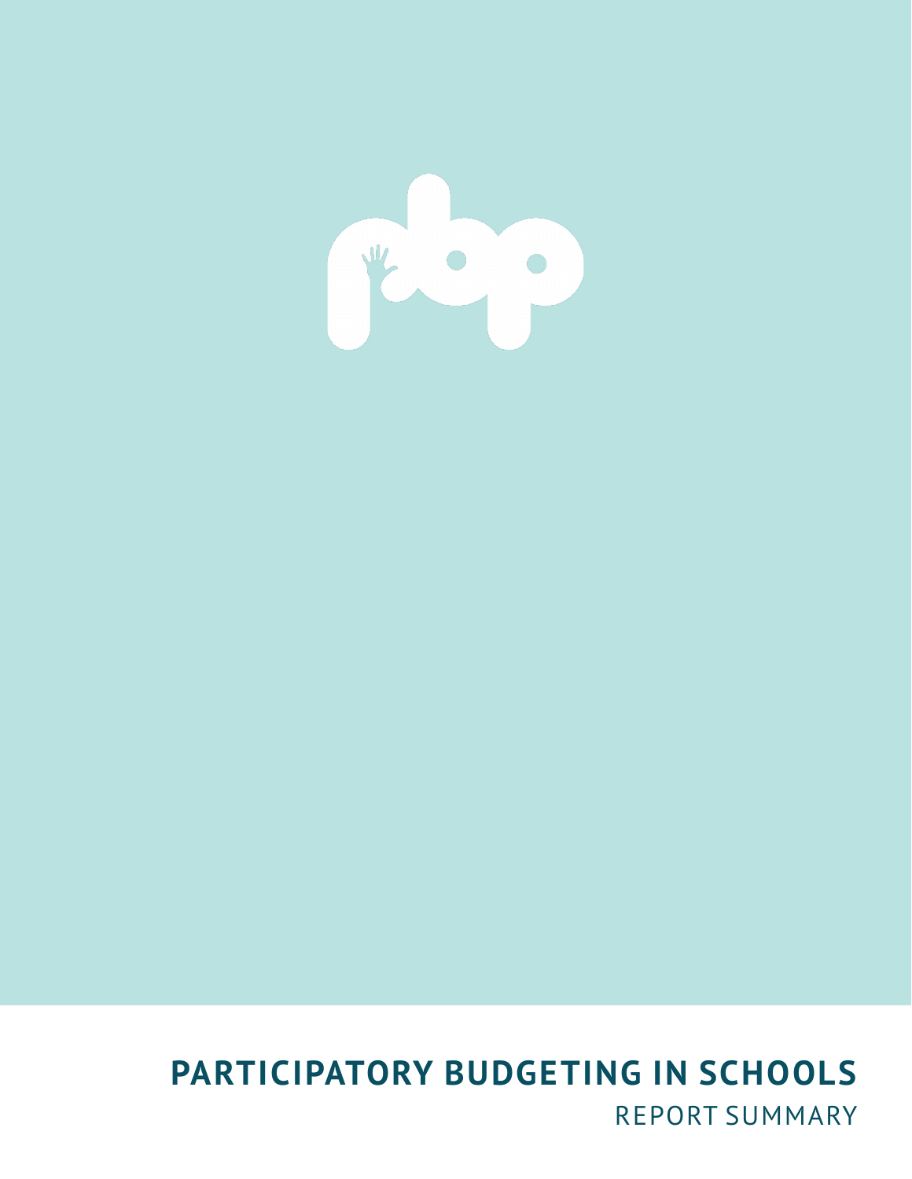# PARTICIPATORY BUDGETING IN SCHOOLS

REPORT SUMMARY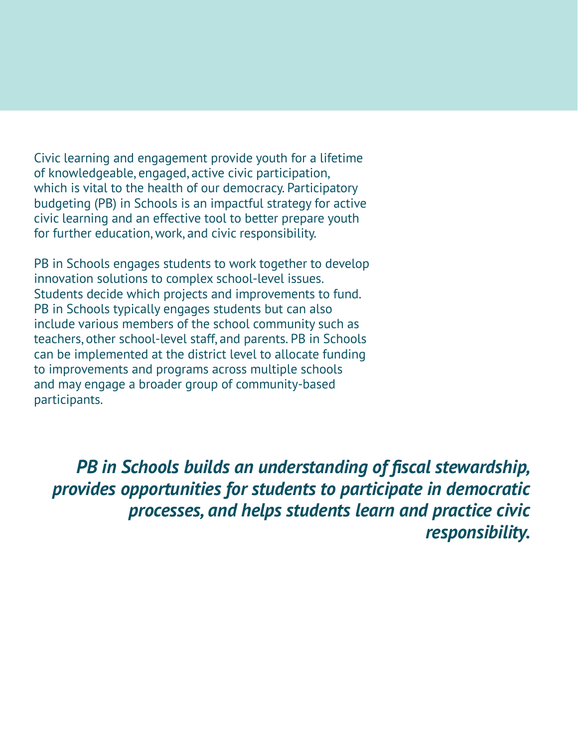Civic learning and engagement provide youth for a lifetime of knowledgeable, engaged, active civic participation, which is vital to the health of our democracy. Participatory budgeting (PB) in Schools is an impactful strategy for active civic learning and an effective tool to better prepare youth for further education, work, and civic responsibility.

PB in Schools engages students to work together to develop innovation solutions to complex school-level issues. Students decide which projects and improvements to fund. PB in Schools typically engages students but can also include various members of the school community such as teachers, other school-level staff, and parents. PB in Schools can be implemented at the district level to allocate funding to improvements and programs across multiple schools and may engage a broader group of community-based participants.

***PB in Schools builds an understanding of fiscal stewardship, provides opportunities for students to participate in democratic processes, and helps students learn and practice civic responsibility.***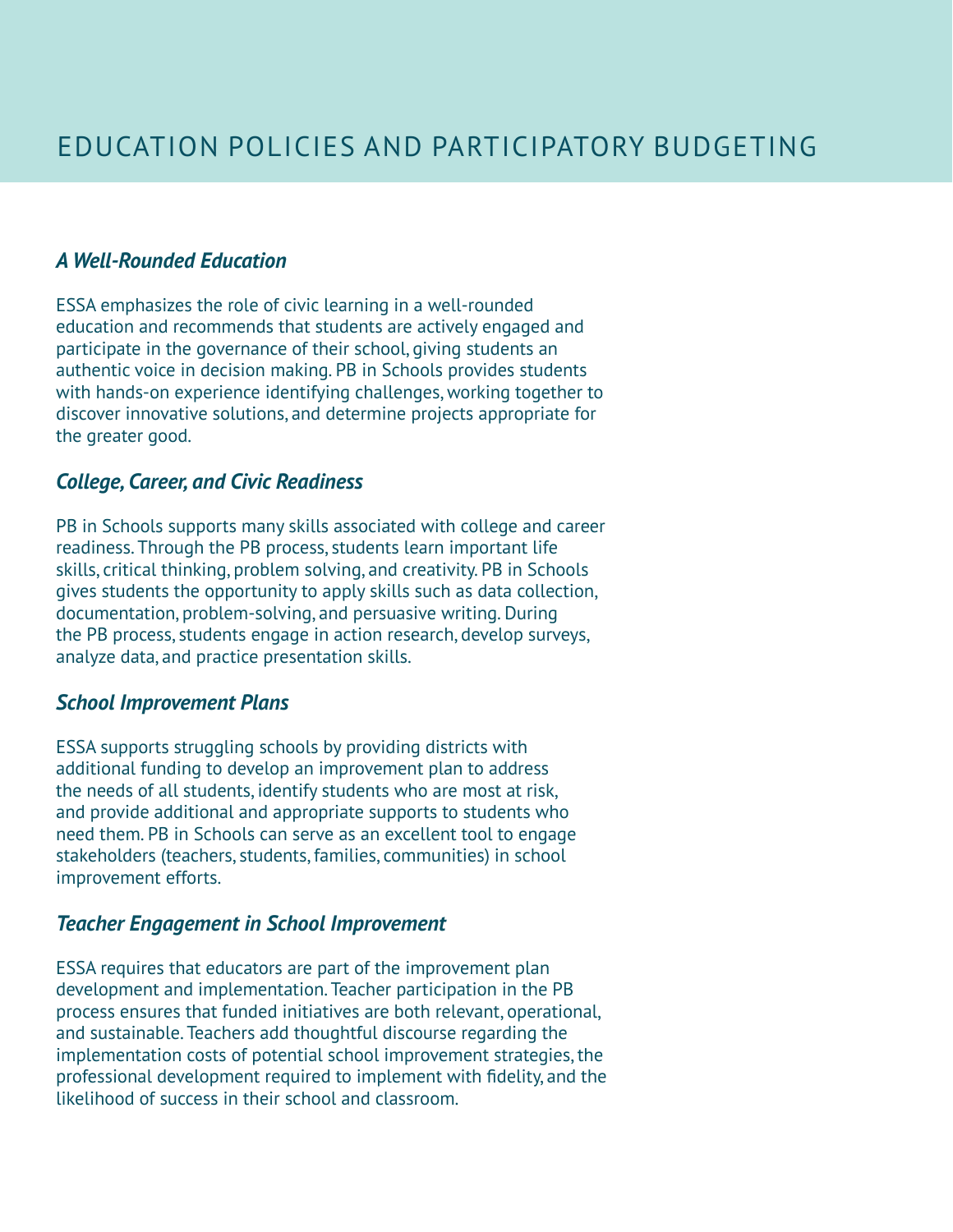# EDUCATION POLICIES AND PARTICIPATORY BUDGETING

### *A Well-Rounded Education*

ESSA emphasizes the role of civic learning in a well-rounded education and recommends that students are actively engaged and participate in the governance of their school, giving students an authentic voice in decision making. PB in Schools provides students with hands-on experience identifying challenges, working together to discover innovative solutions, and determine projects appropriate for the greater good.

### *College, Career, and Civic Readiness*

PB in Schools supports many skills associated with college and career readiness. Through the PB process, students learn important life skills, critical thinking, problem solving, and creativity. PB in Schools gives students the opportunity to apply skills such as data collection, documentation, problem-solving, and persuasive writing. During the PB process, students engage in action research, develop surveys, analyze data, and practice presentation skills.

### *School Improvement Plans*

ESSA supports struggling schools by providing districts with additional funding to develop an improvement plan to address the needs of all students, identify students who are most at risk, and provide additional and appropriate supports to students who need them. PB in Schools can serve as an excellent tool to engage stakeholders (teachers, students, families, communities) in school improvement efforts.

### *Teacher Engagement in School Improvement*

ESSA requires that educators are part of the improvement plan development and implementation. Teacher participation in the PB process ensures that funded initiatives are both relevant, operational, and sustainable. Teachers add thoughtful discourse regarding the implementation costs of potential school improvement strategies, the professional development required to implement with fidelity, and the likelihood of success in their school and classroom.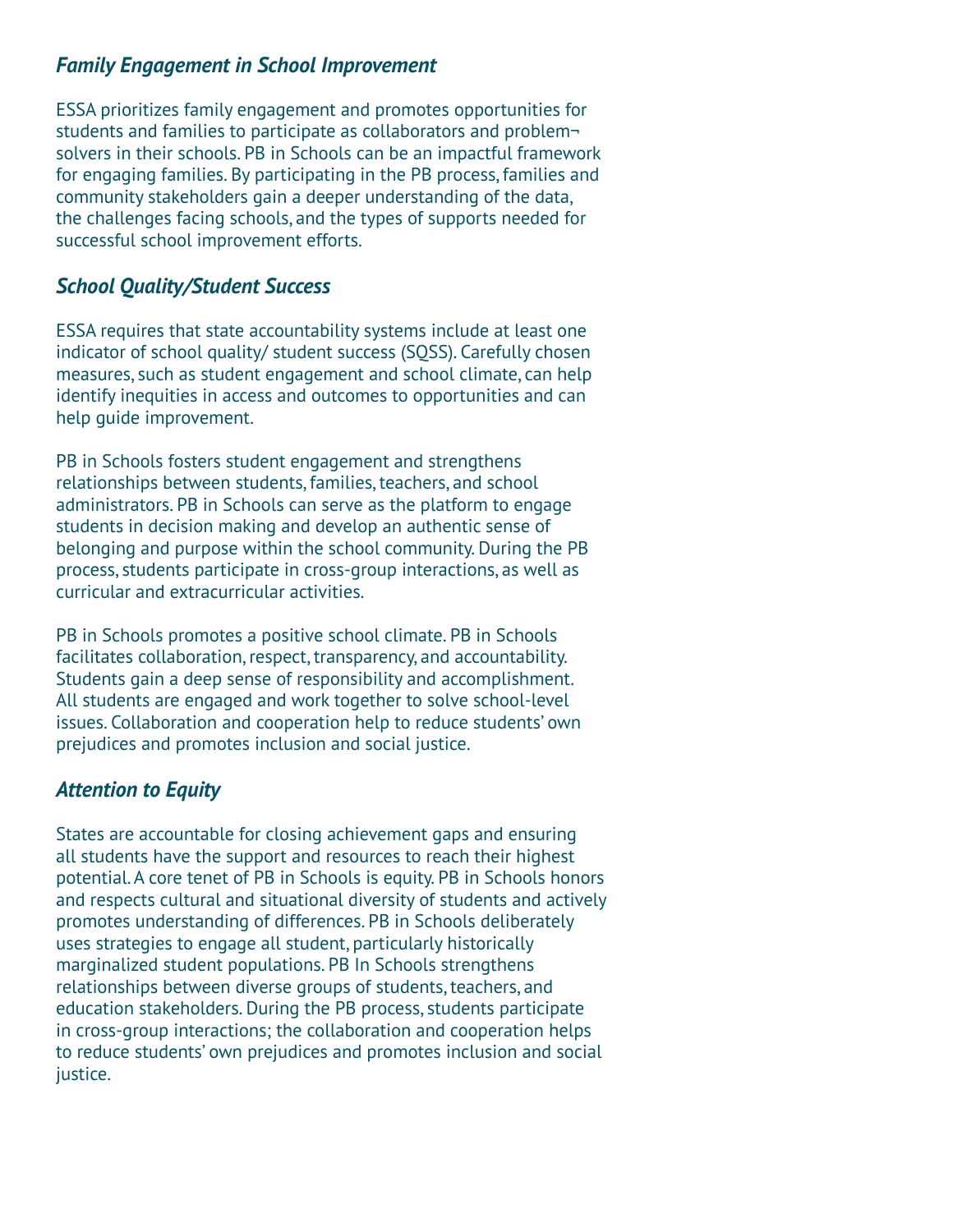### *Family Engagement in School Improvement*

ESSA prioritizes family engagement and promotes opportunities for students and families to participate as collaborators and problem¬solvers in their schools. PB in Schools can be an impactful framework for engaging families. By participating in the PB process, families and community stakeholders gain a deeper understanding of the data, the challenges facing schools, and the types of supports needed for successful school improvement efforts.

### *School Quality/Student Success*

ESSA requires that state accountability systems include at least one indicator of school quality/ student success (SQSS). Carefully chosen measures, such as student engagement and school climate, can help identify inequities in access and outcomes to opportunities and can help guide improvement.

PB in Schools fosters student engagement and strengthens relationships between students, families, teachers, and school administrators. PB in Schools can serve as the platform to engage students in decision making and develop an authentic sense of belonging and purpose within the school community. During the PB process, students participate in cross-group interactions, as well as curricular and extracurricular activities.

PB in Schools promotes a positive school climate. PB in Schools facilitates collaboration, respect, transparency, and accountability. Students gain a deep sense of responsibility and accomplishment. All students are engaged and work together to solve school-level issues. Collaboration and cooperation help to reduce students' own prejudices and promotes inclusion and social justice.

### *Attention to Equity*

States are accountable for closing achievement gaps and ensuring all students have the support and resources to reach their highest potential. A core tenet of PB in Schools is equity. PB in Schools honors and respects cultural and situational diversity of students and actively promotes understanding of differences. PB in Schools deliberately uses strategies to engage all student, particularly historically marginalized student populations. PB In Schools strengthens relationships between diverse groups of students, teachers, and education stakeholders. During the PB process, students participate in cross-group interactions; the collaboration and cooperation helps to reduce students' own prejudices and promotes inclusion and social justice.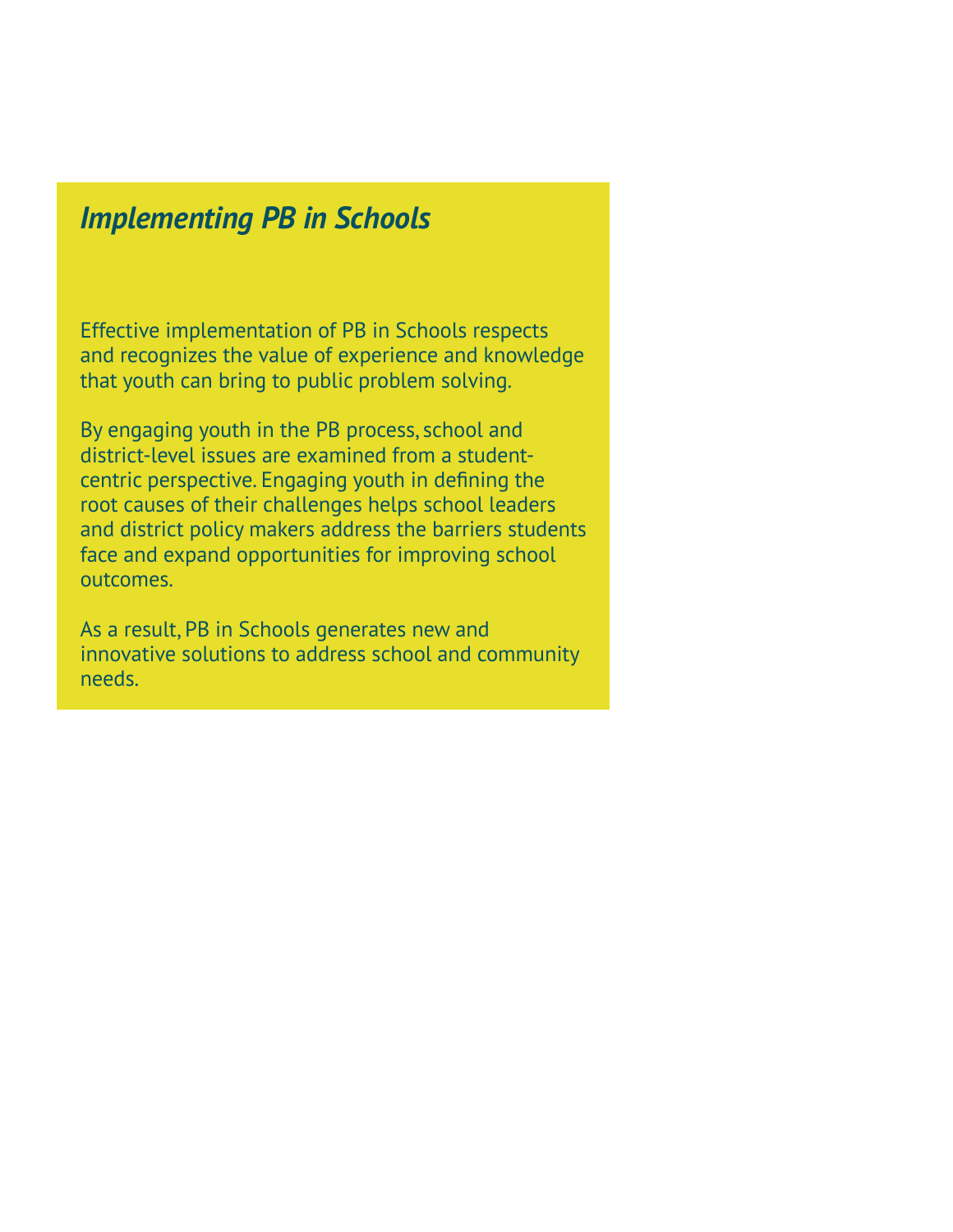## *Implementing PB in Schools*

Effective implementation of PB in Schools respects and recognizes the value of experience and knowledge that youth can bring to public problem solving.

By engaging youth in the PB process, school and district-level issues are examined from a student-centric perspective. Engaging youth in defining the root causes of their challenges helps school leaders and district policy makers address the barriers students face and expand opportunities for improving school outcomes.

As a result, PB in Schools generates new and innovative solutions to address school and community needs.